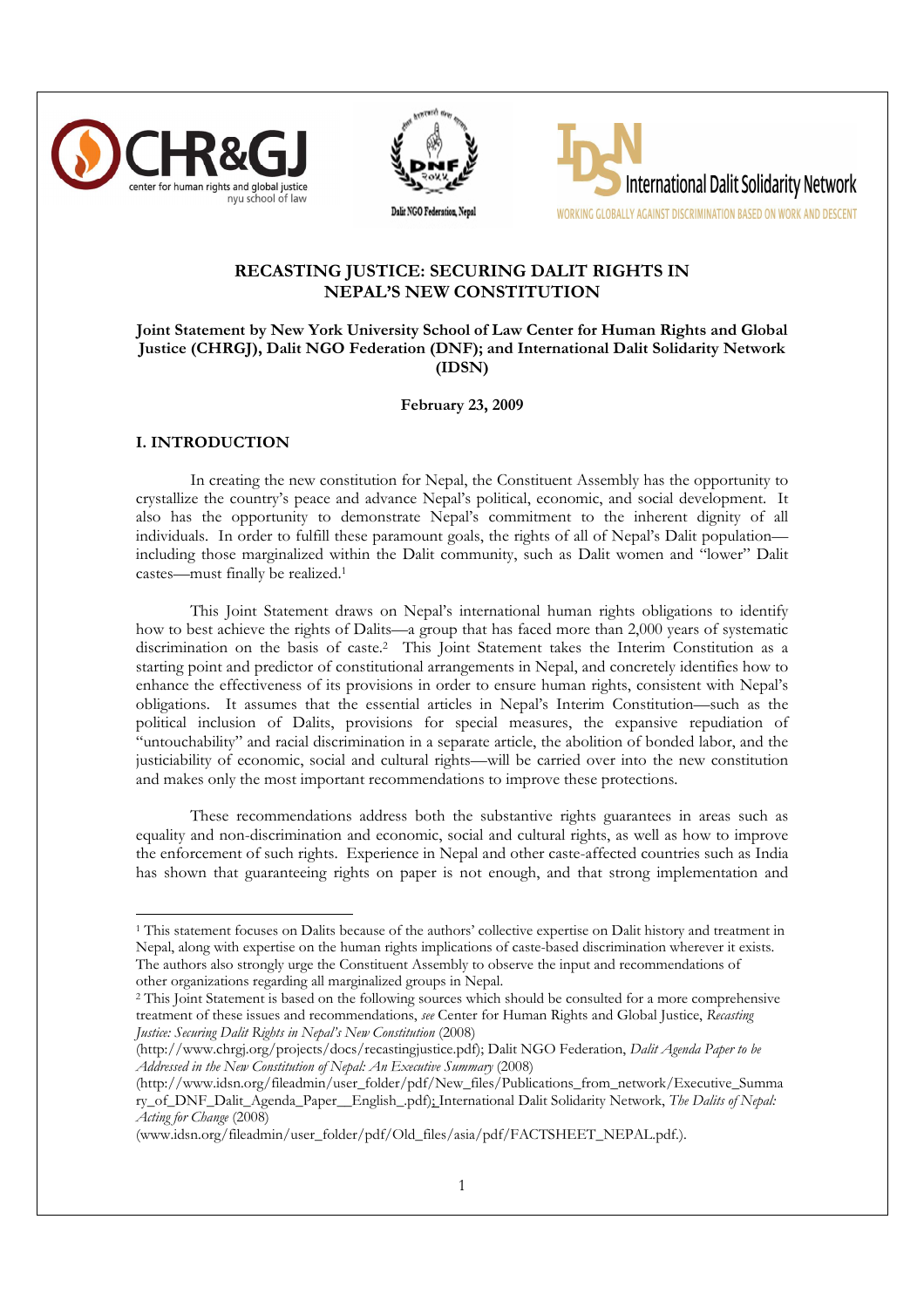# RECASTING JUSTICE: SECURING DALIT RIGHTS IN NEPAL'S NEW CONSTITUTION

**Joint Statement by New York University School of Law Center for Human Rights and Global Justice (CHRGJ), Dalit NGO Federation (DNF); and International Dalit Solidarity Network (IDSN)**

**February 23, 2009**

## I. INTRODUCTION

In creating the new constitution for Nepal, the Constituent Assembly has the opportunity to crystallize the country's peace and advance Nepal's political, economic, and social development. It also has the opportunity to demonstrate Nepal's commitment to the inherent dignity of all individuals. In order to fulfill these paramount goals, the rights of all of Nepal's Dalit population—including those marginalized within the Dalit community, such as Dalit women and "lower" Dalit castes—must finally be realized.[1]

This Joint Statement draws on Nepal's international human rights obligations to identify how to best achieve the rights of Dalits—a group that has faced more than 2,000 years of systematic discrimination on the basis of caste.[2] This Joint Statement takes the Interim Constitution as a starting point and predictor of constitutional arrangements in Nepal, and concretely identifies how to enhance the effectiveness of its provisions in order to ensure human rights, consistent with Nepal's obligations. It assumes that the essential articles in Nepal's Interim Constitution—such as the political inclusion of Dalits, provisions for special measures, the expansive repudiation of "untouchability" and racial discrimination in a separate article, the abolition of bonded labor, and the justiciability of economic, social and cultural rights—will be carried over into the new constitution and makes only the most important recommendations to improve these protections.

These recommendations address both the substantive rights guarantees in areas such as equality and non-discrimination and economic, social and cultural rights, as well as how to improve the enforcement of such rights. Experience in Nepal and other caste-affected countries such as India has shown that guaranteeing rights on paper is not enough, and that strong implementation and

---

[1] This statement focuses on Dalits because of the authors' collective expertise on Dalit history and treatment in Nepal, along with expertise on the human rights implications of caste-based discrimination wherever it exists. The authors also strongly urge the Constituent Assembly to observe the input and recommendations of other organizations regarding all marginalized groups in Nepal.

[2] This Joint Statement is based on the following sources which should be consulted for a more comprehensive treatment of these issues and recommendations, *see* Center for Human Rights and Global Justice, *Recasting Justice: Securing Dalit Rights in Nepal's New Constitution* (2008) (http://www.chrgj.org/projects/docs/recastingjustice.pdf); Dalit NGO Federation, *Dalit Agenda Paper to be Addressed in the New Constitution of Nepal: An Executive Summary* (2008) (http://www.idsn.org/fileadmin/user_folder/pdf/New_files/Publications_from_network/Executive_Summary_of_DNF_Dalit_Agenda_Paper__English_.pdf); International Dalit Solidarity Network, *The Dalits of Nepal: Acting for Change* (2008) (www.idsn.org/fileadmin/user_folder/pdf/Old_files/asia/pdf/FACTSHEET_NEPAL.pdf.).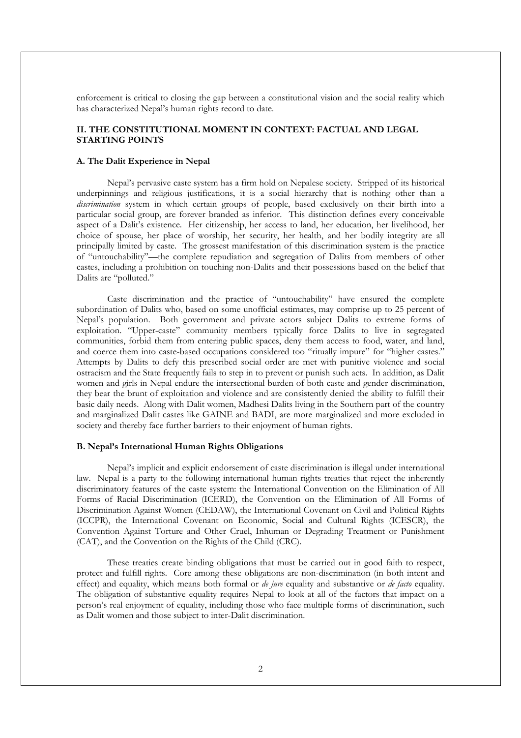enforcement is critical to closing the gap between a constitutional vision and the social reality which has characterized Nepal's human rights record to date.

## II. THE CONSTITUTIONAL MOMENT IN CONTEXT: FACTUAL AND LEGAL STARTING POINTS

### A. The Dalit Experience in Nepal

Nepal's pervasive caste system has a firm hold on Nepalese society. Stripped of its historical underpinnings and religious justifications, it is a social hierarchy that is nothing other than a *discrimination* system in which certain groups of people, based exclusively on their birth into a particular social group, are forever branded as inferior. This distinction defines every conceivable aspect of a Dalit's existence. Her citizenship, her access to land, her education, her livelihood, her choice of spouse, her place of worship, her security, her health, and her bodily integrity are all principally limited by caste. The grossest manifestation of this discrimination system is the practice of "untouchability"—the complete repudiation and segregation of Dalits from members of other castes, including a prohibition on touching non-Dalits and their possessions based on the belief that Dalits are "polluted."

Caste discrimination and the practice of "untouchability" have ensured the complete subordination of Dalits who, based on some unofficial estimates, may comprise up to 25 percent of Nepal's population. Both government and private actors subject Dalits to extreme forms of exploitation. "Upper-caste" community members typically force Dalits to live in segregated communities, forbid them from entering public spaces, deny them access to food, water, and land, and coerce them into caste-based occupations considered too "ritually impure" for "higher castes." Attempts by Dalits to defy this prescribed social order are met with punitive violence and social ostracism and the State frequently fails to step in to prevent or punish such acts. In addition, as Dalit women and girls in Nepal endure the intersectional burden of both caste and gender discrimination, they bear the brunt of exploitation and violence and are consistently denied the ability to fulfill their basic daily needs. Along with Dalit women, Madhesi Dalits living in the Southern part of the country and marginalized Dalit castes like GAINE and BADI, are more marginalized and more excluded in society and thereby face further barriers to their enjoyment of human rights.

### B. Nepal's International Human Rights Obligations

Nepal's implicit and explicit endorsement of caste discrimination is illegal under international law. Nepal is a party to the following international human rights treaties that reject the inherently discriminatory features of the caste system: the International Convention on the Elimination of All Forms of Racial Discrimination (ICERD), the Convention on the Elimination of All Forms of Discrimination Against Women (CEDAW), the International Covenant on Civil and Political Rights (ICCPR), the International Covenant on Economic, Social and Cultural Rights (ICESCR), the Convention Against Torture and Other Cruel, Inhuman or Degrading Treatment or Punishment (CAT), and the Convention on the Rights of the Child (CRC).

These treaties create binding obligations that must be carried out in good faith to respect, protect and fulfill rights. Core among these obligations are non-discrimination (in both intent and effect) and equality, which means both formal or *de jure* equality and substantive or *de facto* equality. The obligation of substantive equality requires Nepal to look at all of the factors that impact on a person's real enjoyment of equality, including those who face multiple forms of discrimination, such as Dalit women and those subject to inter-Dalit discrimination.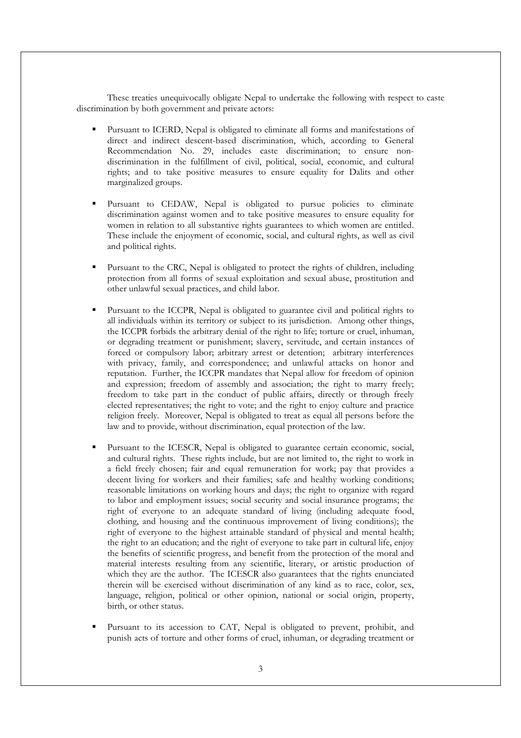These treaties unequivocally obligate Nepal to undertake the following with respect to caste discrimination by both government and private actors:

- Pursuant to ICERD, Nepal is obligated to eliminate all forms and manifestations of direct and indirect descent-based discrimination, which, according to General Recommendation No. 29, includes caste discrimination; to ensure non-discrimination in the fulfillment of civil, political, social, economic, and cultural rights; and to take positive measures to ensure equality for Dalits and other marginalized groups.

- Pursuant to CEDAW, Nepal is obligated to pursue policies to eliminate discrimination against women and to take positive measures to ensure equality for women in relation to all substantive rights guarantees to which women are entitled. These include the enjoyment of economic, social, and cultural rights, as well as civil and political rights.

- Pursuant to the CRC, Nepal is obligated to protect the rights of children, including protection from all forms of sexual exploitation and sexual abuse, prostitution and other unlawful sexual practices, and child labor.

- Pursuant to the ICCPR, Nepal is obligated to guarantee civil and political rights to all individuals within its territory or subject to its jurisdiction. Among other things, the ICCPR forbids the arbitrary denial of the right to life; torture or cruel, inhuman, or degrading treatment or punishment; slavery, servitude, and certain instances of forced or compulsory labor; arbitrary arrest or detention; arbitrary interferences with privacy, family, and correspondence; and unlawful attacks on honor and reputation. Further, the ICCPR mandates that Nepal allow for freedom of opinion and expression; freedom of assembly and association; the right to marry freely; freedom to take part in the conduct of public affairs, directly or through freely elected representatives; the right to vote; and the right to enjoy culture and practice religion freely. Moreover, Nepal is obligated to treat as equal all persons before the law and to provide, without discrimination, equal protection of the law.

- Pursuant to the ICESCR, Nepal is obligated to guarantee certain economic, social, and cultural rights. These rights include, but are not limited to, the right to work in a field freely chosen; fair and equal remuneration for work; pay that provides a decent living for workers and their families; safe and healthy working conditions; reasonable limitations on working hours and days; the right to organize with regard to labor and employment issues; social security and social insurance programs; the right of everyone to an adequate standard of living (including adequate food, clothing, and housing and the continuous improvement of living conditions); the right of everyone to the highest attainable standard of physical and mental health; the right to an education; and the right of everyone to take part in cultural life, enjoy the benefits of scientific progress, and benefit from the protection of the moral and material interests resulting from any scientific, literary, or artistic production of which they are the author. The ICESCR also guarantees that the rights enunciated therein will be exercised without discrimination of any kind as to race, color, sex, language, religion, political or other opinion, national or social origin, property, birth, or other status.

- Pursuant to its accession to CAT, Nepal is obligated to prevent, prohibit, and punish acts of torture and other forms of cruel, inhuman, or degrading treatment or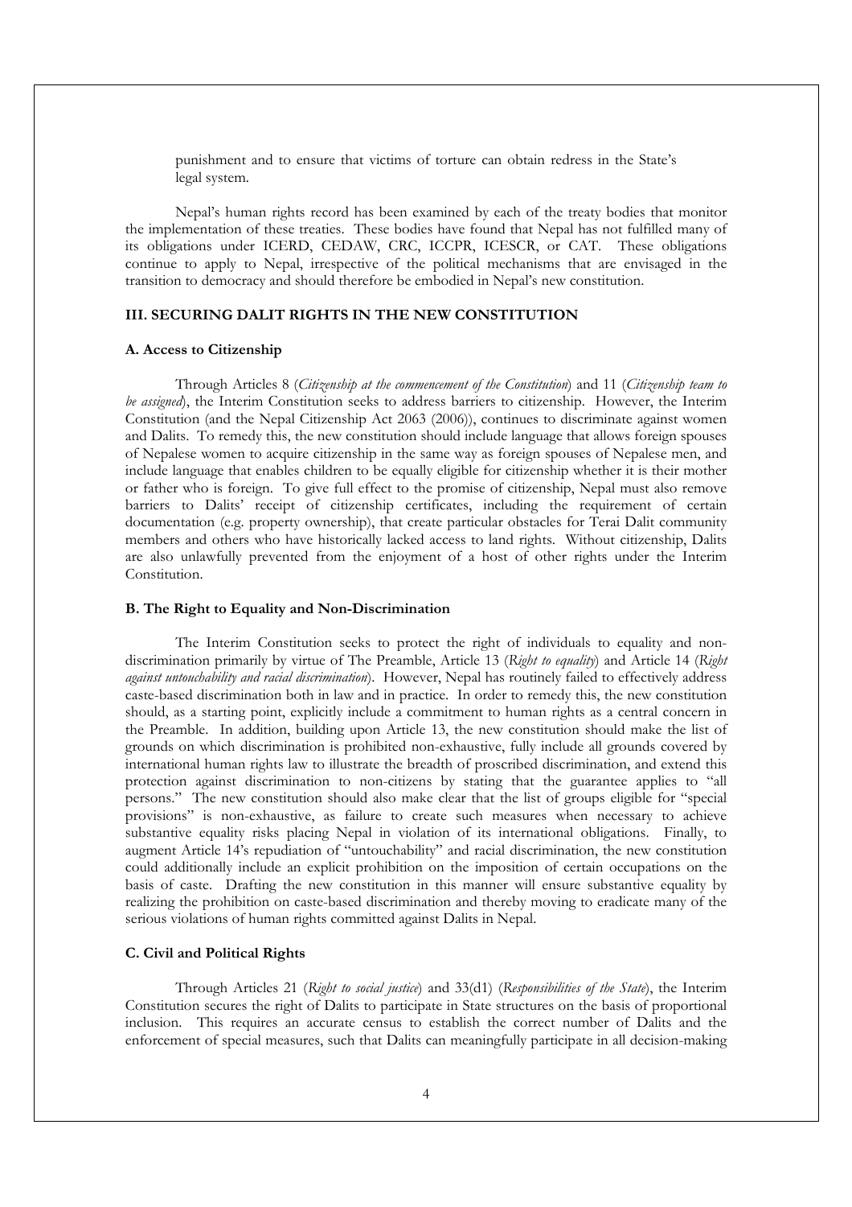punishment and to ensure that victims of torture can obtain redress in the State's legal system.

Nepal's human rights record has been examined by each of the treaty bodies that monitor the implementation of these treaties. These bodies have found that Nepal has not fulfilled many of its obligations under ICERD, CEDAW, CRC, ICCPR, ICESCR, or CAT. These obligations continue to apply to Nepal, irrespective of the political mechanisms that are envisaged in the transition to democracy and should therefore be embodied in Nepal's new constitution.

## III. SECURING DALIT RIGHTS IN THE NEW CONSTITUTION

### A. Access to Citizenship

Through Articles 8 (*Citizenship at the commencement of the Constitution*) and 11 (*Citizenship team to be assigned*), the Interim Constitution seeks to address barriers to citizenship. However, the Interim Constitution (and the Nepal Citizenship Act 2063 (2006)), continues to discriminate against women and Dalits. To remedy this, the new constitution should include language that allows foreign spouses of Nepalese women to acquire citizenship in the same way as foreign spouses of Nepalese men, and include language that enables children to be equally eligible for citizenship whether it is their mother or father who is foreign. To give full effect to the promise of citizenship, Nepal must also remove barriers to Dalits' receipt of citizenship certificates, including the requirement of certain documentation (e.g. property ownership), that create particular obstacles for Terai Dalit community members and others who have historically lacked access to land rights. Without citizenship, Dalits are also unlawfully prevented from the enjoyment of a host of other rights under the Interim Constitution.

### B. The Right to Equality and Non-Discrimination

The Interim Constitution seeks to protect the right of individuals to equality and non-discrimination primarily by virtue of The Preamble, Article 13 (*Right to equality*) and Article 14 (*Right against untouchability and racial discrimination*). However, Nepal has routinely failed to effectively address caste-based discrimination both in law and in practice. In order to remedy this, the new constitution should, as a starting point, explicitly include a commitment to human rights as a central concern in the Preamble. In addition, building upon Article 13, the new constitution should make the list of grounds on which discrimination is prohibited non-exhaustive, fully include all grounds covered by international human rights law to illustrate the breadth of proscribed discrimination, and extend this protection against discrimination to non-citizens by stating that the guarantee applies to "all persons." The new constitution should also make clear that the list of groups eligible for "special provisions" is non-exhaustive, as failure to create such measures when necessary to achieve substantive equality risks placing Nepal in violation of its international obligations. Finally, to augment Article 14's repudiation of "untouchability" and racial discrimination, the new constitution could additionally include an explicit prohibition on the imposition of certain occupations on the basis of caste. Drafting the new constitution in this manner will ensure substantive equality by realizing the prohibition on caste-based discrimination and thereby moving to eradicate many of the serious violations of human rights committed against Dalits in Nepal.

### C. Civil and Political Rights

Through Articles 21 (*Right to social justice*) and 33(d1) (*Responsibilities of the State*), the Interim Constitution secures the right of Dalits to participate in State structures on the basis of proportional inclusion. This requires an accurate census to establish the correct number of Dalits and the enforcement of special measures, such that Dalits can meaningfully participate in all decision-making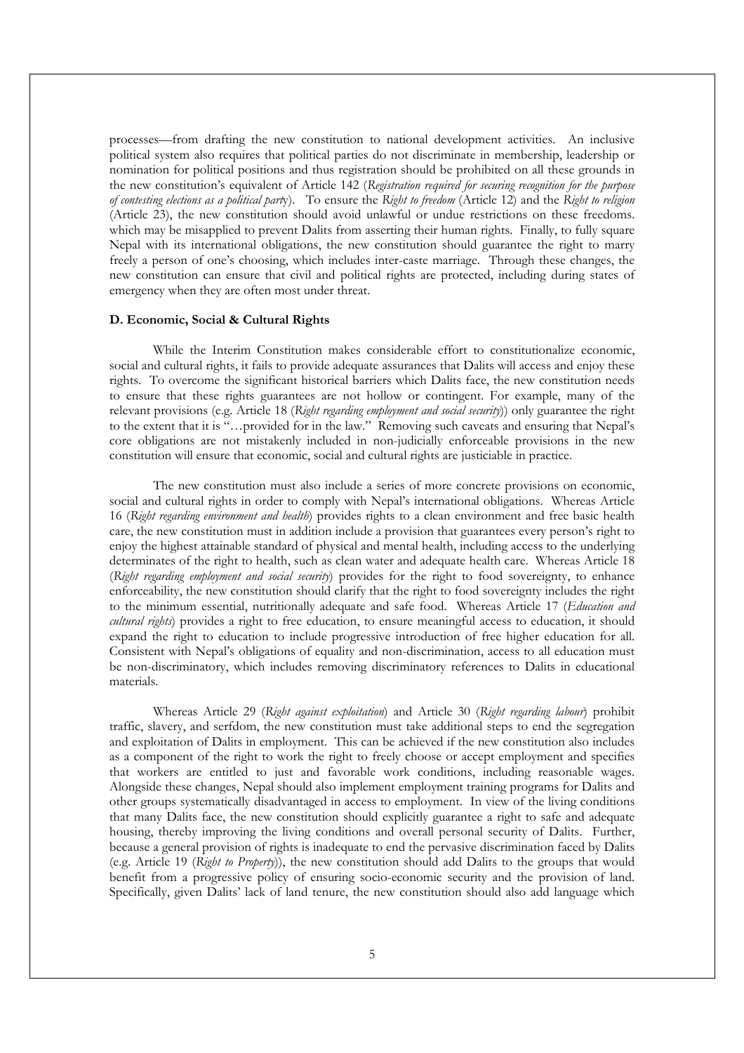processes—from drafting the new constitution to national development activities. An inclusive political system also requires that political parties do not discriminate in membership, leadership or nomination for political positions and thus registration should be prohibited on all these grounds in the new constitution's equivalent of Article 142 (*Registration required for securing recognition for the purpose of contesting elections as a political party*). To ensure the *Right to freedom* (Article 12) and the *Right to religion* (Article 23), the new constitution should avoid unlawful or undue restrictions on these freedoms. which may be misapplied to prevent Dalits from asserting their human rights. Finally, to fully square Nepal with its international obligations, the new constitution should guarantee the right to marry freely a person of one's choosing, which includes inter-caste marriage. Through these changes, the new constitution can ensure that civil and political rights are protected, including during states of emergency when they are often most under threat.

### D. Economic, Social & Cultural Rights

While the Interim Constitution makes considerable effort to constitutionalize economic, social and cultural rights, it fails to provide adequate assurances that Dalits will access and enjoy these rights. To overcome the significant historical barriers which Dalits face, the new constitution needs to ensure that these rights guarantees are not hollow or contingent. For example, many of the relevant provisions (e.g. Article 18 (*Right regarding employment and social security*)) only guarantee the right to the extent that it is "…provided for in the law." Removing such caveats and ensuring that Nepal's core obligations are not mistakenly included in non-judicially enforceable provisions in the new constitution will ensure that economic, social and cultural rights are justiciable in practice.

The new constitution must also include a series of more concrete provisions on economic, social and cultural rights in order to comply with Nepal's international obligations. Whereas Article 16 (*Right regarding environment and health*) provides rights to a clean environment and free basic health care, the new constitution must in addition include a provision that guarantees every person's right to enjoy the highest attainable standard of physical and mental health, including access to the underlying determinates of the right to health, such as clean water and adequate health care. Whereas Article 18 (*Right regarding employment and social security*) provides for the right to food sovereignty, to enhance enforceability, the new constitution should clarify that the right to food sovereignty includes the right to the minimum essential, nutritionally adequate and safe food. Whereas Article 17 (*Education and cultural rights*) provides a right to free education, to ensure meaningful access to education, it should expand the right to education to include progressive introduction of free higher education for all. Consistent with Nepal's obligations of equality and non-discrimination, access to all education must be non-discriminatory, which includes removing discriminatory references to Dalits in educational materials.

Whereas Article 29 (*Right against exploitation*) and Article 30 (*Right regarding labour*) prohibit traffic, slavery, and serfdom, the new constitution must take additional steps to end the segregation and exploitation of Dalits in employment. This can be achieved if the new constitution also includes as a component of the right to work the right to freely choose or accept employment and specifies that workers are entitled to just and favorable work conditions, including reasonable wages. Alongside these changes, Nepal should also implement employment training programs for Dalits and other groups systematically disadvantaged in access to employment. In view of the living conditions that many Dalits face, the new constitution should explicitly guarantee a right to safe and adequate housing, thereby improving the living conditions and overall personal security of Dalits. Further, because a general provision of rights is inadequate to end the pervasive discrimination faced by Dalits (e.g. Article 19 (*Right to Property*)), the new constitution should add Dalits to the groups that would benefit from a progressive policy of ensuring socio-economic security and the provision of land. Specifically, given Dalits' lack of land tenure, the new constitution should also add language which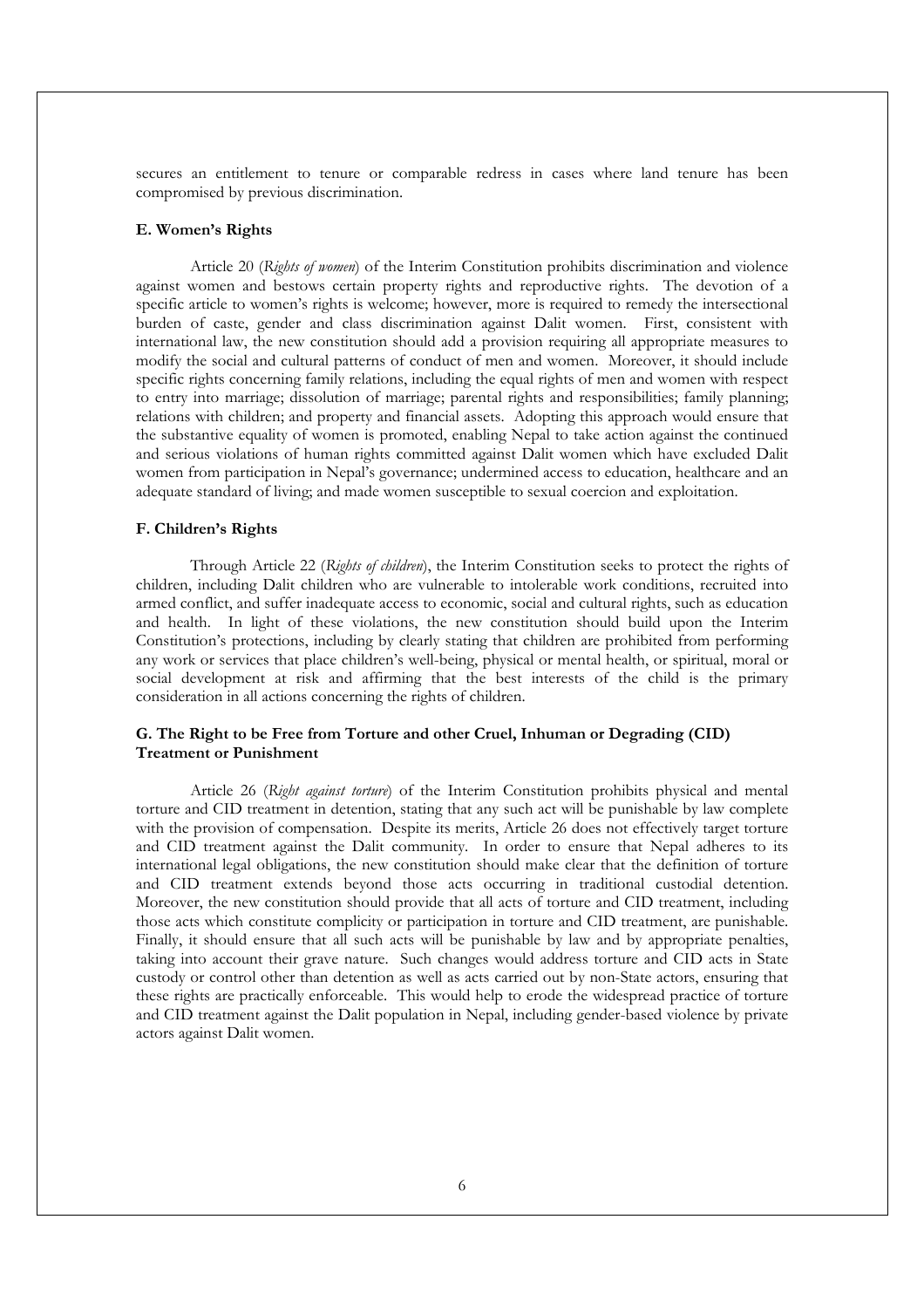secures an entitlement to tenure or comparable redress in cases where land tenure has been compromised by previous discrimination.

### E. Women's Rights

Article 20 (*Rights of women*) of the Interim Constitution prohibits discrimination and violence against women and bestows certain property rights and reproductive rights. The devotion of a specific article to women's rights is welcome; however, more is required to remedy the intersectional burden of caste, gender and class discrimination against Dalit women. First, consistent with international law, the new constitution should add a provision requiring all appropriate measures to modify the social and cultural patterns of conduct of men and women. Moreover, it should include specific rights concerning family relations, including the equal rights of men and women with respect to entry into marriage; dissolution of marriage; parental rights and responsibilities; family planning; relations with children; and property and financial assets. Adopting this approach would ensure that the substantive equality of women is promoted, enabling Nepal to take action against the continued and serious violations of human rights committed against Dalit women which have excluded Dalit women from participation in Nepal's governance; undermined access to education, healthcare and an adequate standard of living; and made women susceptible to sexual coercion and exploitation.

### F. Children's Rights

Through Article 22 (*Rights of children*), the Interim Constitution seeks to protect the rights of children, including Dalit children who are vulnerable to intolerable work conditions, recruited into armed conflict, and suffer inadequate access to economic, social and cultural rights, such as education and health. In light of these violations, the new constitution should build upon the Interim Constitution's protections, including by clearly stating that children are prohibited from performing any work or services that place children's well-being, physical or mental health, or spiritual, moral or social development at risk and affirming that the best interests of the child is the primary consideration in all actions concerning the rights of children.

### G. The Right to be Free from Torture and other Cruel, Inhuman or Degrading (CID) Treatment or Punishment

Article 26 (*Right against torture*) of the Interim Constitution prohibits physical and mental torture and CID treatment in detention, stating that any such act will be punishable by law complete with the provision of compensation. Despite its merits, Article 26 does not effectively target torture and CID treatment against the Dalit community. In order to ensure that Nepal adheres to its international legal obligations, the new constitution should make clear that the definition of torture and CID treatment extends beyond those acts occurring in traditional custodial detention. Moreover, the new constitution should provide that all acts of torture and CID treatment, including those acts which constitute complicity or participation in torture and CID treatment, are punishable. Finally, it should ensure that all such acts will be punishable by law and by appropriate penalties, taking into account their grave nature. Such changes would address torture and CID acts in State custody or control other than detention as well as acts carried out by non-State actors, ensuring that these rights are practically enforceable. This would help to erode the widespread practice of torture and CID treatment against the Dalit population in Nepal, including gender-based violence by private actors against Dalit women.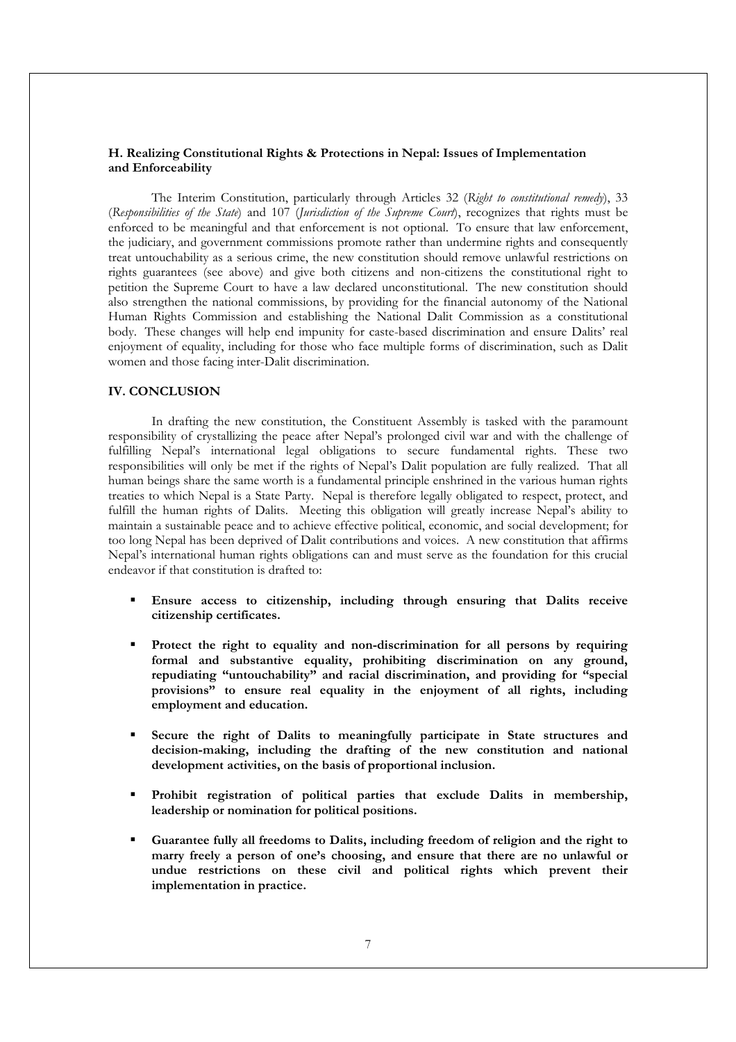### H. Realizing Constitutional Rights & Protections in Nepal: Issues of Implementation and Enforceability

The Interim Constitution, particularly through Articles 32 (*Right to constitutional remedy*), 33 (*Responsibilities of the State*) and 107 (*Jurisdiction of the Supreme Court*), recognizes that rights must be enforced to be meaningful and that enforcement is not optional. To ensure that law enforcement, the judiciary, and government commissions promote rather than undermine rights and consequently treat untouchability as a serious crime, the new constitution should remove unlawful restrictions on rights guarantees (see above) and give both citizens and non-citizens the constitutional right to petition the Supreme Court to have a law declared unconstitutional. The new constitution should also strengthen the national commissions, by providing for the financial autonomy of the National Human Rights Commission and establishing the National Dalit Commission as a constitutional body. These changes will help end impunity for caste-based discrimination and ensure Dalits' real enjoyment of equality, including for those who face multiple forms of discrimination, such as Dalit women and those facing inter-Dalit discrimination.

## IV. CONCLUSION

In drafting the new constitution, the Constituent Assembly is tasked with the paramount responsibility of crystallizing the peace after Nepal's prolonged civil war and with the challenge of fulfilling Nepal's international legal obligations to secure fundamental rights. These two responsibilities will only be met if the rights of Nepal's Dalit population are fully realized. That all human beings share the same worth is a fundamental principle enshrined in the various human rights treaties to which Nepal is a State Party. Nepal is therefore legally obligated to respect, protect, and fulfill the human rights of Dalits. Meeting this obligation will greatly increase Nepal's ability to maintain a sustainable peace and to achieve effective political, economic, and social development; for too long Nepal has been deprived of Dalit contributions and voices. A new constitution that affirms Nepal's international human rights obligations can and must serve as the foundation for this crucial endeavor if that constitution is drafted to:

- **Ensure access to citizenship, including through ensuring that Dalits receive citizenship certificates.**
- **Protect the right to equality and non-discrimination for all persons by requiring formal and substantive equality, prohibiting discrimination on any ground, repudiating "untouchability" and racial discrimination, and providing for "special provisions" to ensure real equality in the enjoyment of all rights, including employment and education.**
- **Secure the right of Dalits to meaningfully participate in State structures and decision-making, including the drafting of the new constitution and national development activities, on the basis of proportional inclusion.**
- **Prohibit registration of political parties that exclude Dalits in membership, leadership or nomination for political positions.**
- **Guarantee fully all freedoms to Dalits, including freedom of religion and the right to marry freely a person of one's choosing, and ensure that there are no unlawful or undue restrictions on these civil and political rights which prevent their implementation in practice.**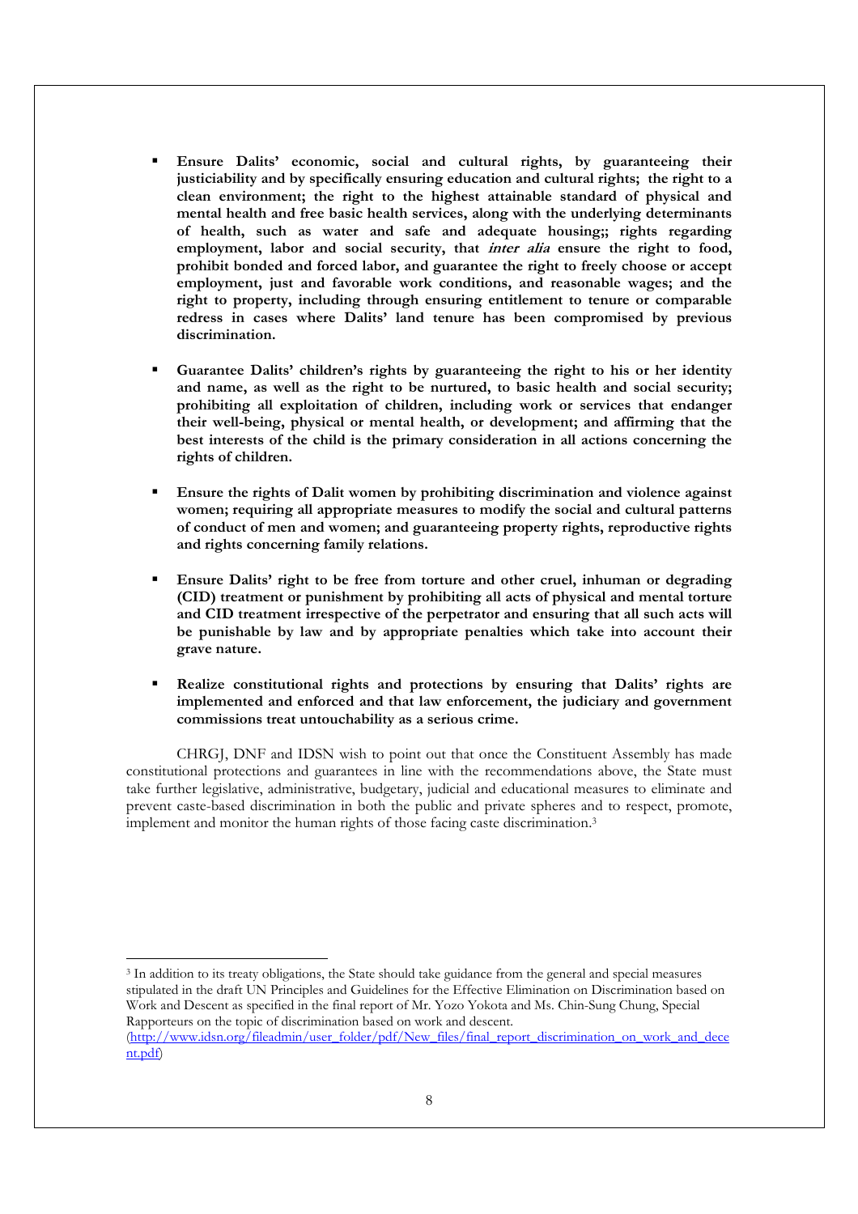- **Ensure Dalits' economic, social and cultural rights, by guaranteeing their justiciability and by specifically ensuring education and cultural rights; the right to a clean environment; the right to the highest attainable standard of physical and mental health and free basic health services, along with the underlying determinants of health, such as water and safe and adequate housing;; rights regarding employment, labor and social security, that *inter alia* ensure the right to food, prohibit bonded and forced labor, and guarantee the right to freely choose or accept employment, just and favorable work conditions, and reasonable wages; and the right to property, including through ensuring entitlement to tenure or comparable redress in cases where Dalits' land tenure has been compromised by previous discrimination.**

- **Guarantee Dalits' children's rights by guaranteeing the right to his or her identity and name, as well as the right to be nurtured, to basic health and social security; prohibiting all exploitation of children, including work or services that endanger their well-being, physical or mental health, or development; and affirming that the best interests of the child is the primary consideration in all actions concerning the rights of children.**

- **Ensure the rights of Dalit women by prohibiting discrimination and violence against women; requiring all appropriate measures to modify the social and cultural patterns of conduct of men and women; and guaranteeing property rights, reproductive rights and rights concerning family relations.**

- **Ensure Dalits' right to be free from torture and other cruel, inhuman or degrading (CID) treatment or punishment by prohibiting all acts of physical and mental torture and CID treatment irrespective of the perpetrator and ensuring that all such acts will be punishable by law and by appropriate penalties which take into account their grave nature.**

- **Realize constitutional rights and protections by ensuring that Dalits' rights are implemented and enforced and that law enforcement, the judiciary and government commissions treat untouchability as a serious crime.**

CHRGJ, DNF and IDSN wish to point out that once the Constituent Assembly has made constitutional protections and guarantees in line with the recommendations above, the State must take further legislative, administrative, budgetary, judicial and educational measures to eliminate and prevent caste-based discrimination in both the public and private spheres and to respect, promote, implement and monitor the human rights of those facing caste discrimination.[3]

---

[3] In addition to its treaty obligations, the State should take guidance from the general and special measures stipulated in the draft UN Principles and Guidelines for the Effective Elimination on Discrimination based on Work and Descent as specified in the final report of Mr. Yozo Yokota and Ms. Chin-Sung Chung, Special Rapporteurs on the topic of discrimination based on work and descent. (http://www.idsn.org/fileadmin/user_folder/pdf/New_files/final_report_discrimination_on_work_and_descent.pdf)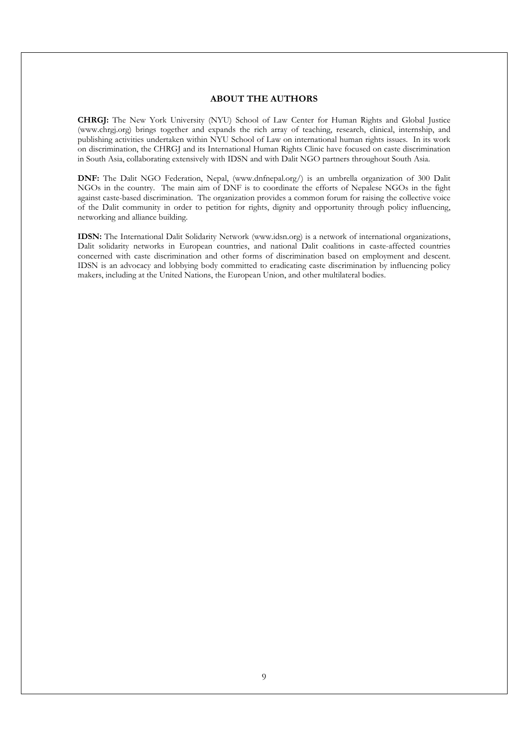## ABOUT THE AUTHORS

**CHRGJ:** The New York University (NYU) School of Law Center for Human Rights and Global Justice (www.chrgj.org) brings together and expands the rich array of teaching, research, clinical, internship, and publishing activities undertaken within NYU School of Law on international human rights issues. In its work on discrimination, the CHRGJ and its International Human Rights Clinic have focused on caste discrimination in South Asia, collaborating extensively with IDSN and with Dalit NGO partners throughout South Asia.

**DNF:** The Dalit NGO Federation, Nepal, (www.dnfnepal.org/) is an umbrella organization of 300 Dalit NGOs in the country. The main aim of DNF is to coordinate the efforts of Nepalese NGOs in the fight against caste-based discrimination. The organization provides a common forum for raising the collective voice of the Dalit community in order to petition for rights, dignity and opportunity through policy influencing, networking and alliance building.

**IDSN:** The International Dalit Solidarity Network (www.idsn.org) is a network of international organizations, Dalit solidarity networks in European countries, and national Dalit coalitions in caste-affected countries concerned with caste discrimination and other forms of discrimination based on employment and descent. IDSN is an advocacy and lobbying body committed to eradicating caste discrimination by influencing policy makers, including at the United Nations, the European Union, and other multilateral bodies.